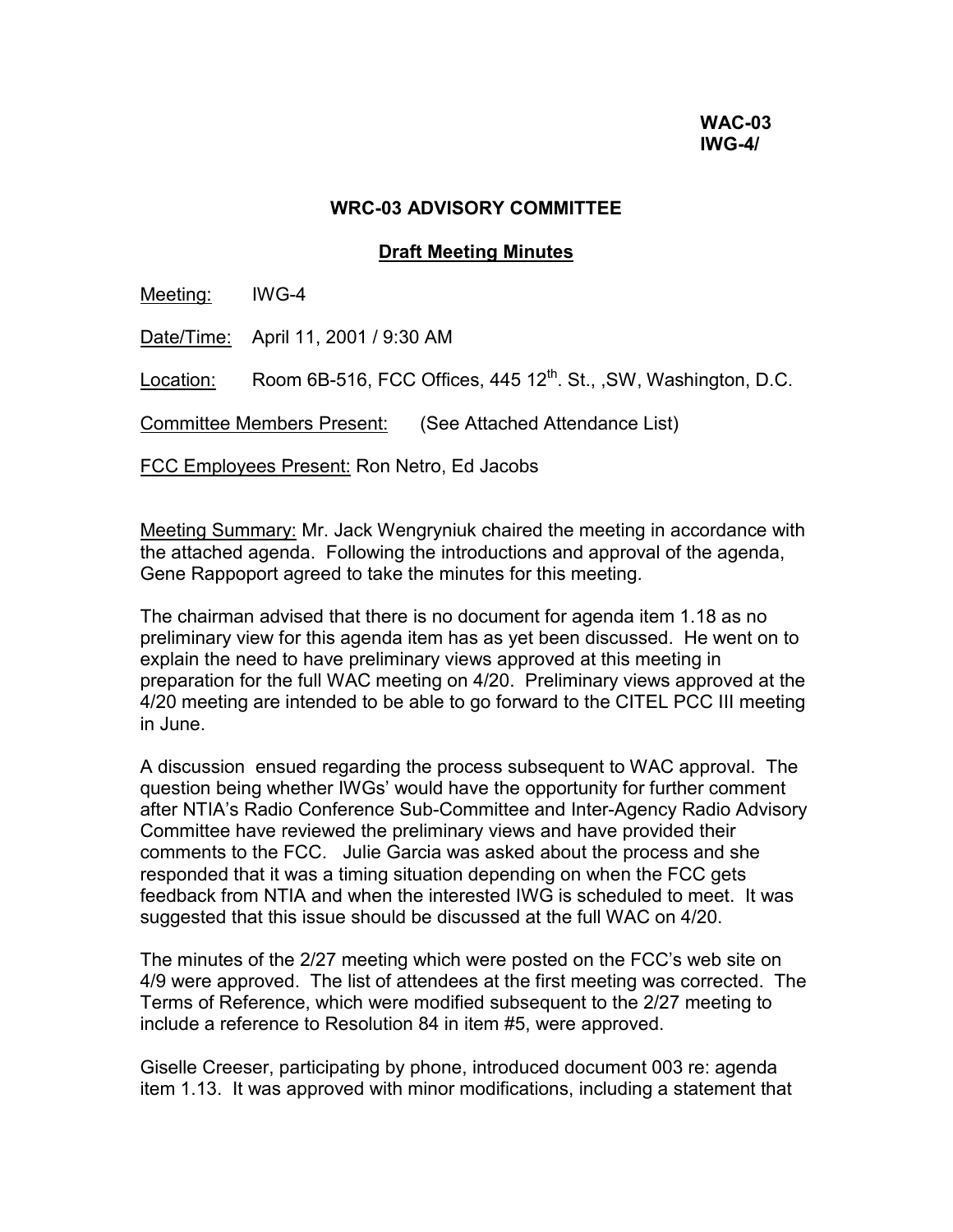**WAC-03**
**IWG-4/**

## WRC-03 ADVISORY COMMITTEE

### Draft Meeting Minutes

Meeting: IWG-4

Date/Time: April 11, 2001 / 9:30 AM

Location: Room 6B-516, FCC Offices, 445 12th. St., ,SW, Washington, D.C.

Committee Members Present: (See Attached Attendance List)

FCC Employees Present: Ron Netro, Ed Jacobs

Meeting Summary: Mr. Jack Wengryniuk chaired the meeting in accordance with the attached agenda. Following the introductions and approval of the agenda, Gene Rappoport agreed to take the minutes for this meeting.

The chairman advised that there is no document for agenda item 1.18 as no preliminary view for this agenda item has as yet been discussed. He went on to explain the need to have preliminary views approved at this meeting in preparation for the full WAC meeting on 4/20. Preliminary views approved at the 4/20 meeting are intended to be able to go forward to the CITEL PCC III meeting in June.

A discussion ensued regarding the process subsequent to WAC approval. The question being whether IWGs' would have the opportunity for further comment after NTIA's Radio Conference Sub-Committee and Inter-Agency Radio Advisory Committee have reviewed the preliminary views and have provided their comments to the FCC. Julie Garcia was asked about the process and she responded that it was a timing situation depending on when the FCC gets feedback from NTIA and when the interested IWG is scheduled to meet. It was suggested that this issue should be discussed at the full WAC on 4/20.

The minutes of the 2/27 meeting which were posted on the FCC's web site on 4/9 were approved. The list of attendees at the first meeting was corrected. The Terms of Reference, which were modified subsequent to the 2/27 meeting to include a reference to Resolution 84 in item #5, were approved.

Giselle Creeser, participating by phone, introduced document 003 re: agenda item 1.13. It was approved with minor modifications, including a statement that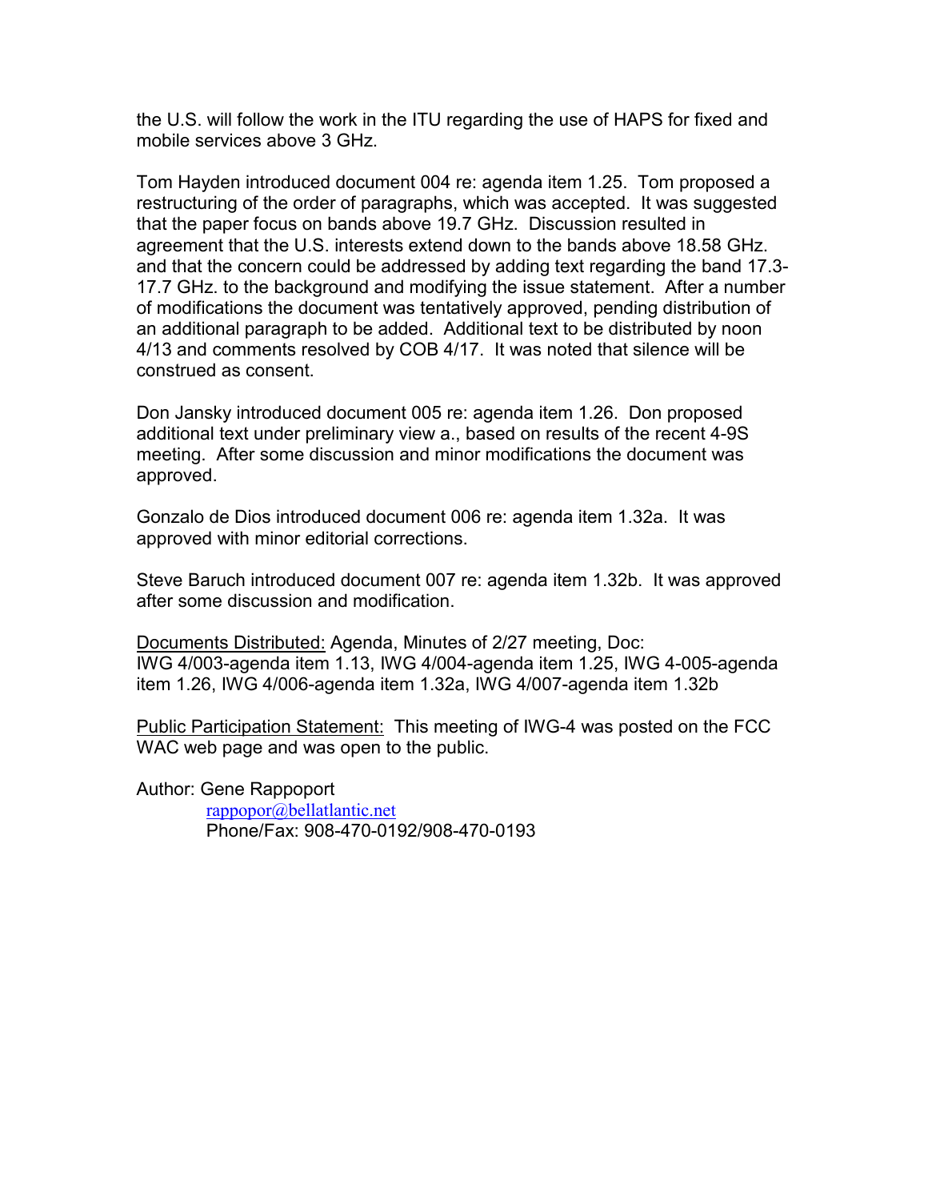the U.S. will follow the work in the ITU regarding the use of HAPS for fixed and mobile services above 3 GHz.

Tom Hayden introduced document 004 re: agenda item 1.25. Tom proposed a restructuring of the order of paragraphs, which was accepted. It was suggested that the paper focus on bands above 19.7 GHz. Discussion resulted in agreement that the U.S. interests extend down to the bands above 18.58 GHz. and that the concern could be addressed by adding text regarding the band 17.3-17.7 GHz. to the background and modifying the issue statement. After a number of modifications the document was tentatively approved, pending distribution of an additional paragraph to be added. Additional text to be distributed by noon 4/13 and comments resolved by COB 4/17. It was noted that silence will be construed as consent.

Don Jansky introduced document 005 re: agenda item 1.26. Don proposed additional text under preliminary view a., based on results of the recent 4-9S meeting. After some discussion and minor modifications the document was approved.

Gonzalo de Dios introduced document 006 re: agenda item 1.32a. It was approved with minor editorial corrections.

Steve Baruch introduced document 007 re: agenda item 1.32b. It was approved after some discussion and modification.

Documents Distributed: Agenda, Minutes of 2/27 meeting, Doc: IWG 4/003-agenda item 1.13, IWG 4/004-agenda item 1.25, IWG 4-005-agenda item 1.26, IWG 4/006-agenda item 1.32a, IWG 4/007-agenda item 1.32b

Public Participation Statement: This meeting of IWG-4 was posted on the FCC WAC web page and was open to the public.

Author: Gene Rappoport
rappopor@bellatlantic.net
Phone/Fax: 908-470-0192/908-470-0193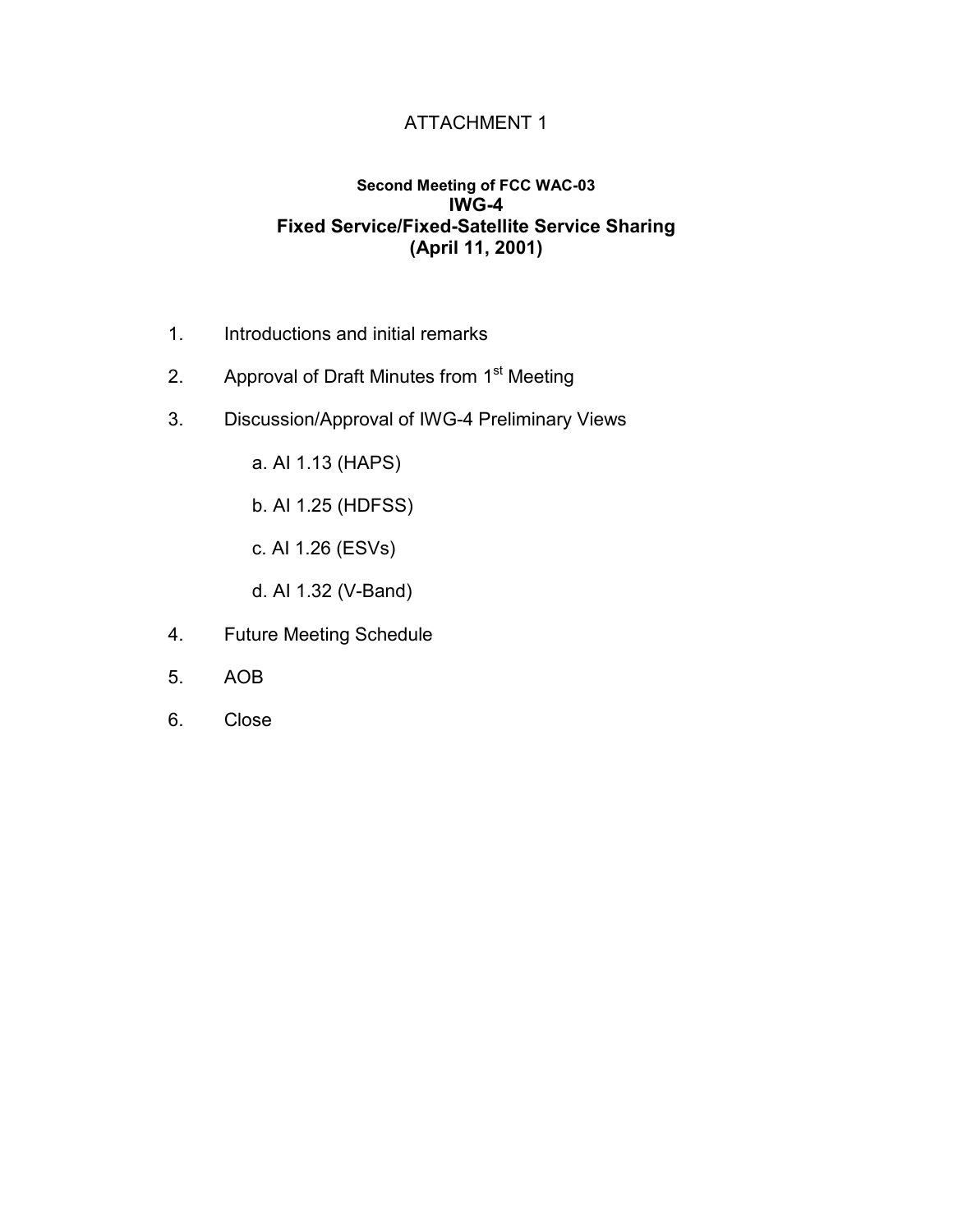# ATTACHMENT 1

**Second Meeting of FCC WAC-03**
**IWG-4**
**Fixed Service/Fixed-Satellite Service Sharing**
**(April 11, 2001)**

1. Introductions and initial remarks
2. Approval of Draft Minutes from 1st Meeting
3. Discussion/Approval of IWG-4 Preliminary Views
    a. AI 1.13 (HAPS)
    b. AI 1.25 (HDFSS)
    c. AI 1.26 (ESVs)
    d. AI 1.32 (V-Band)
4. Future Meeting Schedule
5. AOB
6. Close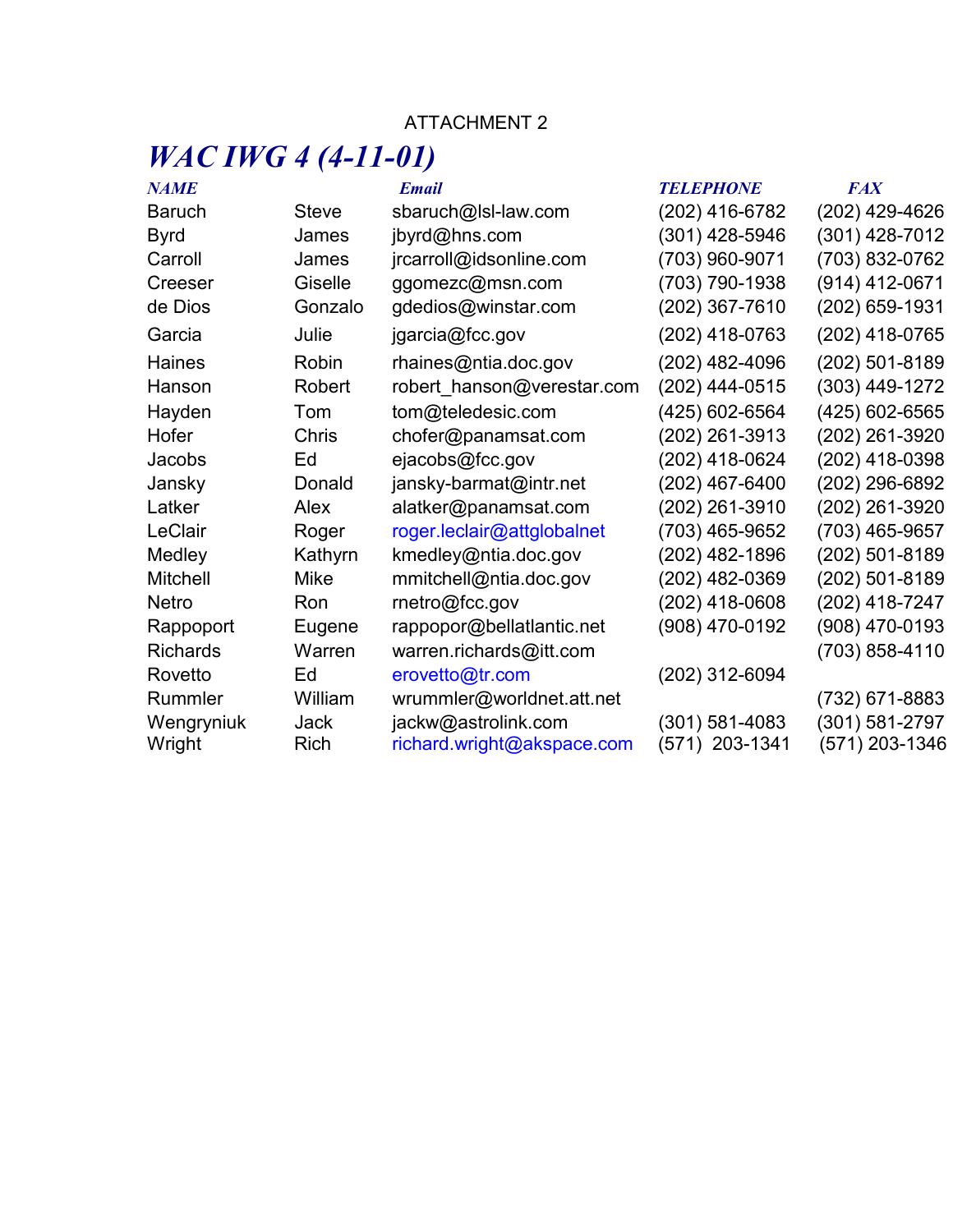ATTACHMENT 2

# *WAC IWG 4 (4-11-01)*

| *NAME* | | *Email* | *TELEPHONE* | *FAX* |
|---|---|---|---|---|
| Baruch | Steve | sbaruch@lsl-law.com | (202) 416-6782 | (202) 429-4626 |
| Byrd | James | jbyrd@hns.com | (301) 428-5946 | (301) 428-7012 |
| Carroll | James | jrcarroll@idsonline.com | (703) 960-9071 | (703) 832-0762 |
| Creeser | Giselle | ggomezc@msn.com | (703) 790-1938 | (914) 412-0671 |
| de Dios | Gonzalo | gdedios@winstar.com | (202) 367-7610 | (202) 659-1931 |
| Garcia | Julie | jgarcia@fcc.gov | (202) 418-0763 | (202) 418-0765 |
| Haines | Robin | rhaines@ntia.doc.gov | (202) 482-4096 | (202) 501-8189 |
| Hanson | Robert | robert_hanson@verestar.com | (202) 444-0515 | (303) 449-1272 |
| Hayden | Tom | tom@teledesic.com | (425) 602-6564 | (425) 602-6565 |
| Hofer | Chris | chofer@panamsat.com | (202) 261-3913 | (202) 261-3920 |
| Jacobs | Ed | ejacobs@fcc.gov | (202) 418-0624 | (202) 418-0398 |
| Jansky | Donald | jansky-barmat@intr.net | (202) 467-6400 | (202) 296-6892 |
| Latker | Alex | alatker@panamsat.com | (202) 261-3910 | (202) 261-3920 |
| LeClair | Roger | roger.leclair@attglobalnet | (703) 465-9652 | (703) 465-9657 |
| Medley | Kathyrn | kmedley@ntia.doc.gov | (202) 482-1896 | (202) 501-8189 |
| Mitchell | Mike | mmitchell@ntia.doc.gov | (202) 482-0369 | (202) 501-8189 |
| Netro | Ron | rnetro@fcc.gov | (202) 418-0608 | (202) 418-7247 |
| Rappoport | Eugene | rappopor@bellatlantic.net | (908) 470-0192 | (908) 470-0193 |
| Richards | Warren | warren.richards@itt.com | | (703) 858-4110 |
| Rovetto | Ed | erovetto@tr.com | (202) 312-6094 | |
| Rummler | William | wrummler@worldnet.att.net | | (732) 671-8883 |
| Wengryniuk | Jack | jackw@astrolink.com | (301) 581-4083 | (301) 581-2797 |
| Wright | Rich | richard.wright@akspace.com | (571) 203-1341 | (571) 203-1346 |